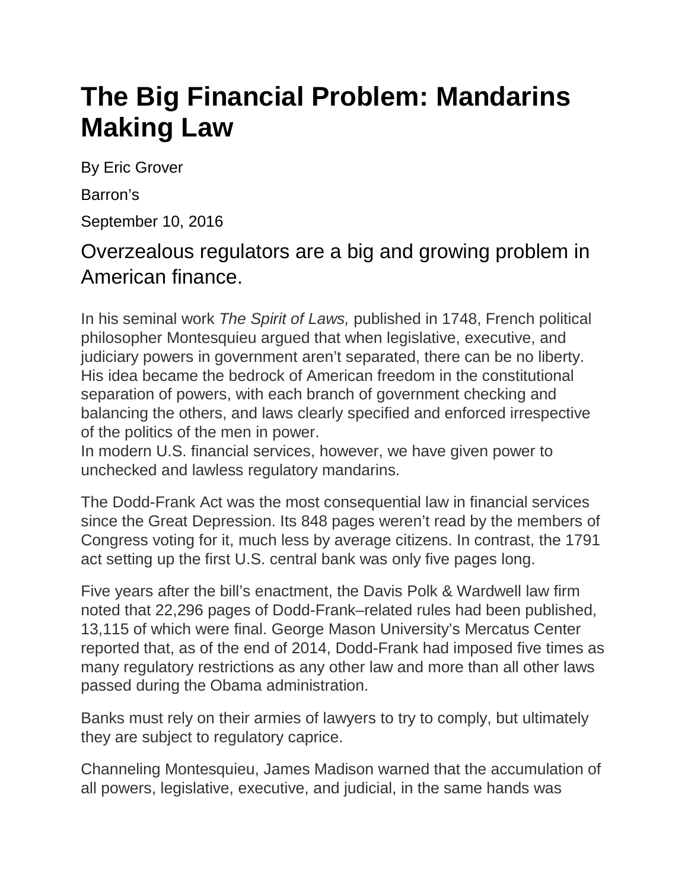# The Big Financial Problem: Mandarins Making Law

By Eric Grover

Barron's

September 10, 2016

## Overzealous regulators are a big and growing problem in American finance.

In his seminal work *The Spirit of Laws,* published in 1748, French political philosopher Montesquieu argued that when legislative, executive, and judiciary powers in government aren't separated, there can be no liberty. His idea became the bedrock of American freedom in the constitutional separation of powers, with each branch of government checking and balancing the others, and laws clearly specified and enforced irrespective of the politics of the men in power.
In modern U.S. financial services, however, we have given power to unchecked and lawless regulatory mandarins.

The Dodd-Frank Act was the most consequential law in financial services since the Great Depression. Its 848 pages weren't read by the members of Congress voting for it, much less by average citizens. In contrast, the 1791 act setting up the first U.S. central bank was only five pages long.

Five years after the bill's enactment, the Davis Polk & Wardwell law firm noted that 22,296 pages of Dodd-Frank–related rules had been published, 13,115 of which were final. George Mason University's Mercatus Center reported that, as of the end of 2014, Dodd-Frank had imposed five times as many regulatory restrictions as any other law and more than all other laws passed during the Obama administration.

Banks must rely on their armies of lawyers to try to comply, but ultimately they are subject to regulatory caprice.

Channeling Montesquieu, James Madison warned that the accumulation of all powers, legislative, executive, and judicial, in the same hands was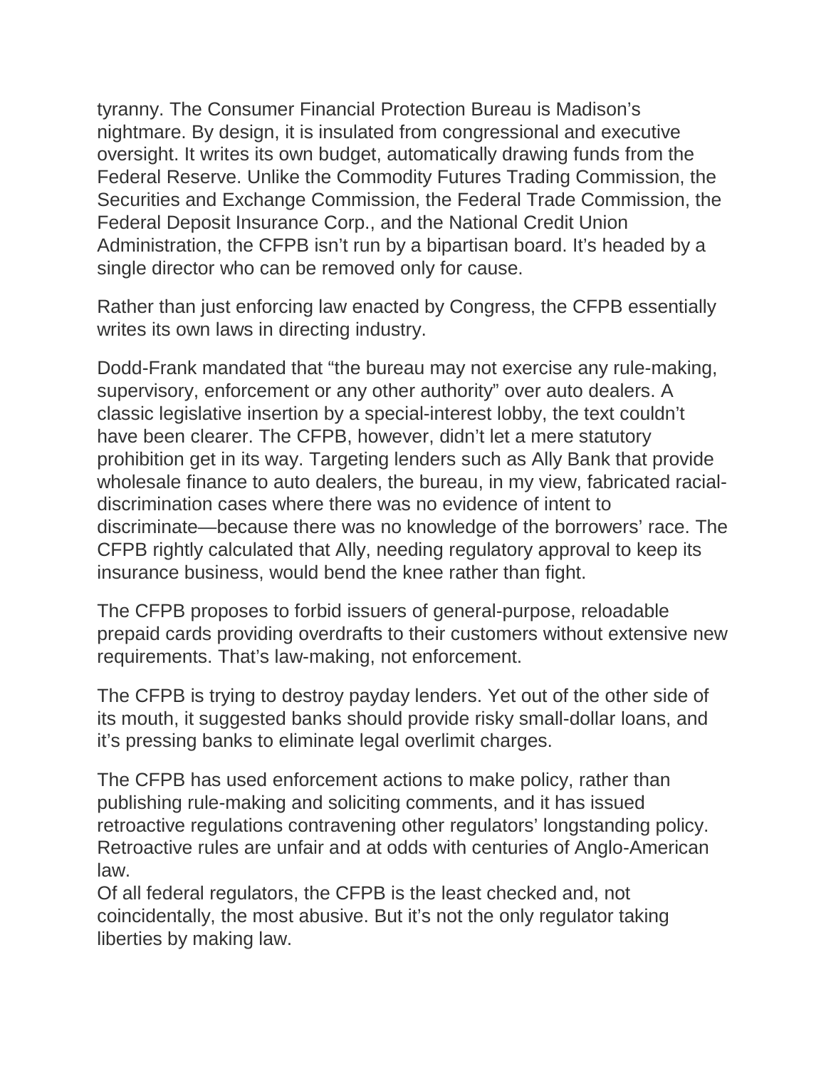tyranny. The Consumer Financial Protection Bureau is Madison's nightmare. By design, it is insulated from congressional and executive oversight. It writes its own budget, automatically drawing funds from the Federal Reserve. Unlike the Commodity Futures Trading Commission, the Securities and Exchange Commission, the Federal Trade Commission, the Federal Deposit Insurance Corp., and the National Credit Union Administration, the CFPB isn't run by a bipartisan board. It's headed by a single director who can be removed only for cause.

Rather than just enforcing law enacted by Congress, the CFPB essentially writes its own laws in directing industry.

Dodd-Frank mandated that "the bureau may not exercise any rule-making, supervisory, enforcement or any other authority" over auto dealers. A classic legislative insertion by a special-interest lobby, the text couldn't have been clearer. The CFPB, however, didn't let a mere statutory prohibition get in its way. Targeting lenders such as Ally Bank that provide wholesale finance to auto dealers, the bureau, in my view, fabricated racial-discrimination cases where there was no evidence of intent to discriminate—because there was no knowledge of the borrowers' race. The CFPB rightly calculated that Ally, needing regulatory approval to keep its insurance business, would bend the knee rather than fight.

The CFPB proposes to forbid issuers of general-purpose, reloadable prepaid cards providing overdrafts to their customers without extensive new requirements. That's law-making, not enforcement.

The CFPB is trying to destroy payday lenders. Yet out of the other side of its mouth, it suggested banks should provide risky small-dollar loans, and it's pressing banks to eliminate legal overlimit charges.

The CFPB has used enforcement actions to make policy, rather than publishing rule-making and soliciting comments, and it has issued retroactive regulations contravening other regulators' longstanding policy. Retroactive rules are unfair and at odds with centuries of Anglo-American law.

Of all federal regulators, the CFPB is the least checked and, not coincidentally, the most abusive. But it's not the only regulator taking liberties by making law.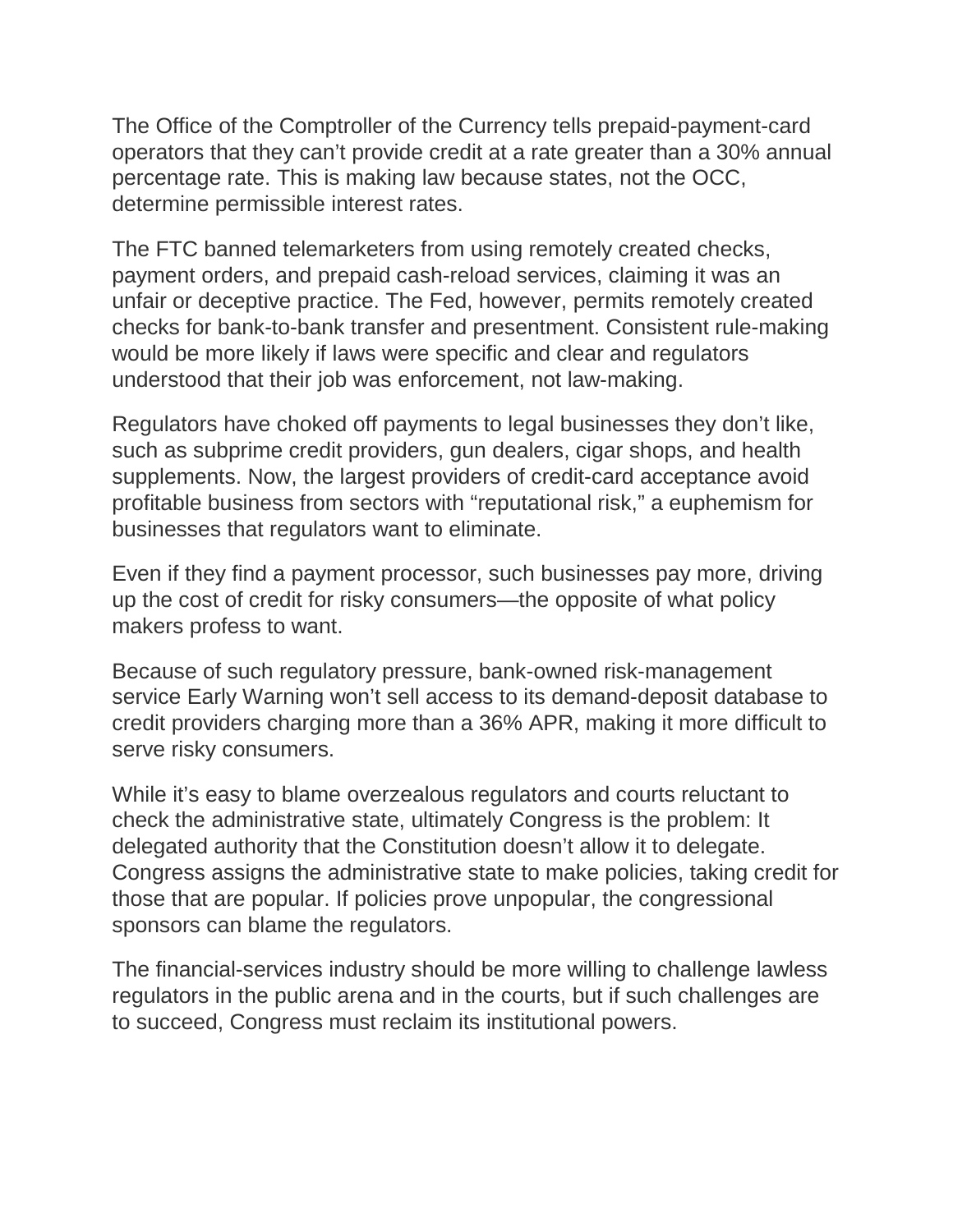The Office of the Comptroller of the Currency tells prepaid-payment-card operators that they can't provide credit at a rate greater than a 30% annual percentage rate. This is making law because states, not the OCC, determine permissible interest rates.

The FTC banned telemarketers from using remotely created checks, payment orders, and prepaid cash-reload services, claiming it was an unfair or deceptive practice. The Fed, however, permits remotely created checks for bank-to-bank transfer and presentment. Consistent rule-making would be more likely if laws were specific and clear and regulators understood that their job was enforcement, not law-making.

Regulators have choked off payments to legal businesses they don't like, such as subprime credit providers, gun dealers, cigar shops, and health supplements. Now, the largest providers of credit-card acceptance avoid profitable business from sectors with "reputational risk," a euphemism for businesses that regulators want to eliminate.

Even if they find a payment processor, such businesses pay more, driving up the cost of credit for risky consumers—the opposite of what policy makers profess to want.

Because of such regulatory pressure, bank-owned risk-management service Early Warning won't sell access to its demand-deposit database to credit providers charging more than a 36% APR, making it more difficult to serve risky consumers.

While it's easy to blame overzealous regulators and courts reluctant to check the administrative state, ultimately Congress is the problem: It delegated authority that the Constitution doesn't allow it to delegate. Congress assigns the administrative state to make policies, taking credit for those that are popular. If policies prove unpopular, the congressional sponsors can blame the regulators.

The financial-services industry should be more willing to challenge lawless regulators in the public arena and in the courts, but if such challenges are to succeed, Congress must reclaim its institutional powers.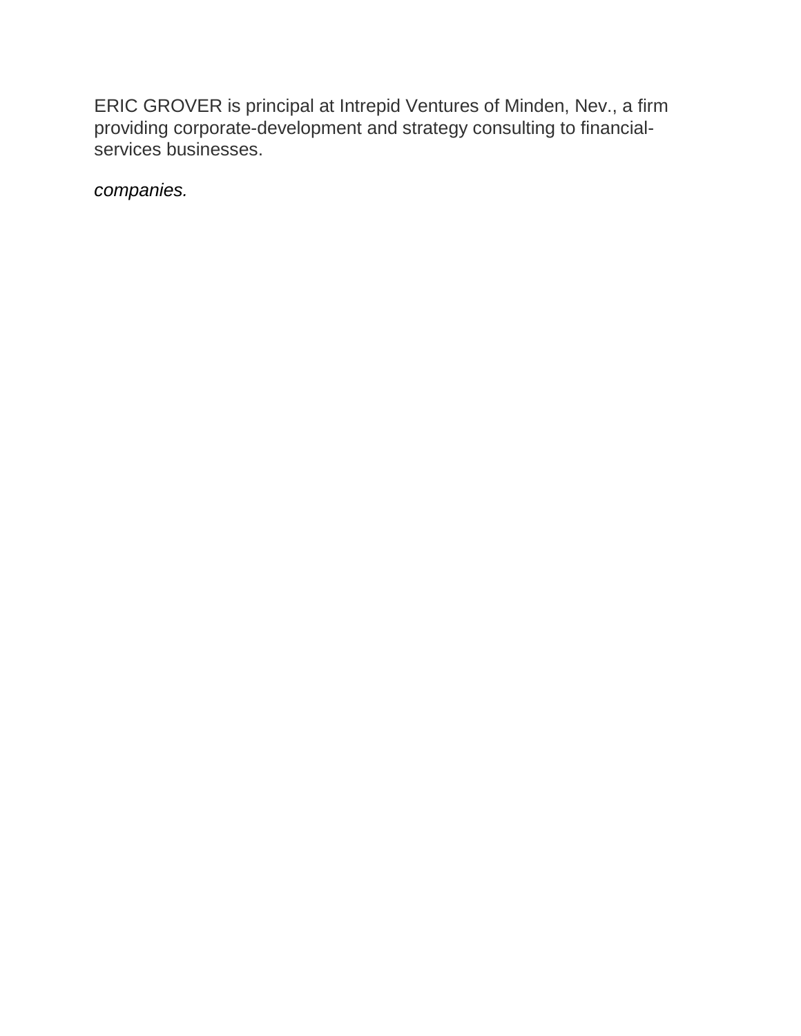ERIC GROVER is principal at Intrepid Ventures of Minden, Nev., a firm providing corporate-development and strategy consulting to financial-services businesses.

*companies.*